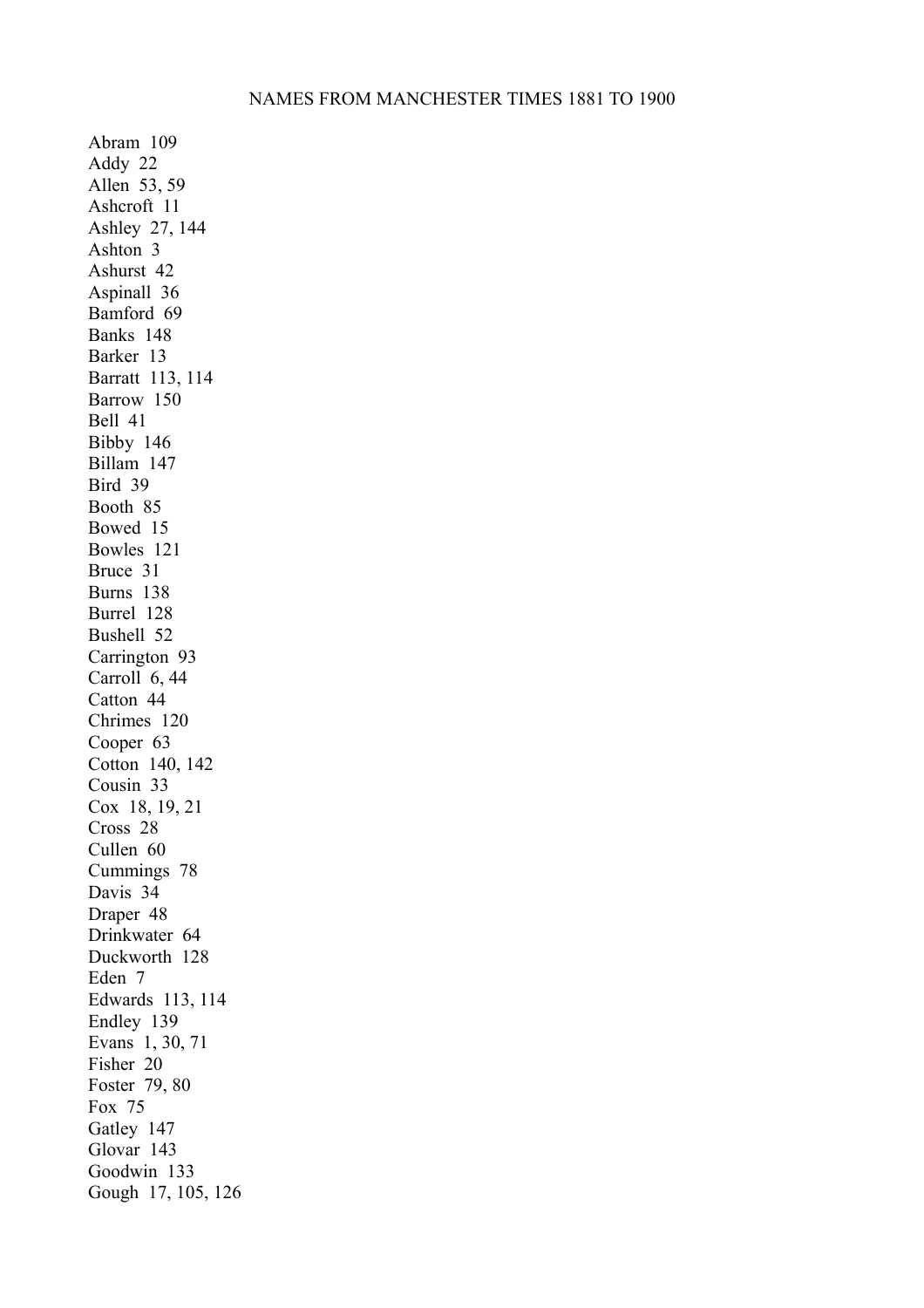# NAMES FROM MANCHESTER TIMES 1881 TO 1900

Abram 109
Addy 22
Allen 53, 59
Ashcroft 11
Ashley 27, 144
Ashton 3
Ashurst 42
Aspinall 36
Bamford 69
Banks 148
Barker 13
Barratt 113, 114
Barrow 150
Bell 41
Bibby 146
Billam 147
Bird 39
Booth 85
Bowed 15
Bowles 121
Bruce 31
Burns 138
Burrel 128
Bushell 52
Carrington 93
Carroll 6, 44
Catton 44
Chrimes 120
Cooper 63
Cotton 140, 142
Cousin 33
Cox 18, 19, 21
Cross 28
Cullen 60
Cummings 78
Davis 34
Draper 48
Drinkwater 64
Duckworth 128
Eden 7
Edwards 113, 114
Endley 139
Evans 1, 30, 71
Fisher 20
Foster 79, 80
Fox 75
Gatley 147
Glovar 143
Goodwin 133
Gough 17, 105, 126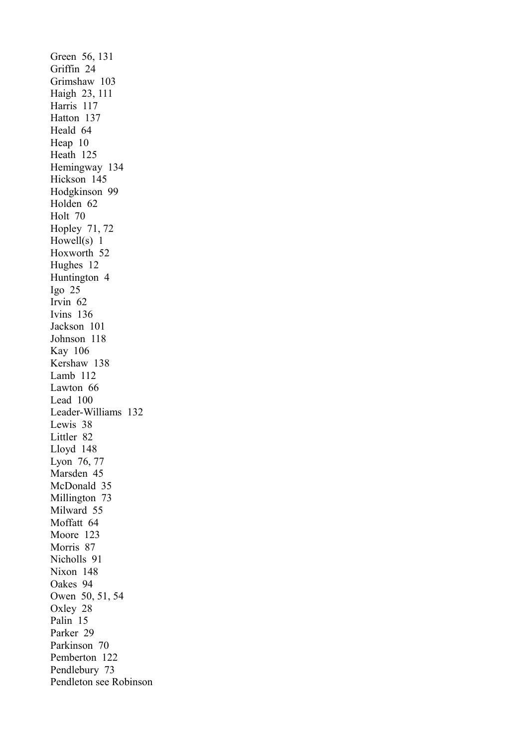Green  56, 131
Griffin  24
Grimshaw  103
Haigh  23, 111
Harris  117
Hatton  137
Heald  64
Heap  10
Heath  125
Hemingway  134
Hickson  145
Hodgkinson  99
Holden  62
Holt  70
Hopley  71, 72
Howell(s)  1
Hoxworth  52
Hughes  12
Huntington  4
Igo  25
Irvin  62
Ivins  136
Jackson  101
Johnson  118
Kay  106
Kershaw  138
Lamb  112
Lawton  66
Lead  100
Leader-Williams  132
Lewis  38
Littler  82
Lloyd  148
Lyon  76, 77
Marsden  45
McDonald  35
Millington  73
Milward  55
Moffatt  64
Moore  123
Morris  87
Nicholls  91
Nixon  148
Oakes  94
Owen  50, 51, 54
Oxley  28
Palin  15
Parker  29
Parkinson  70
Pemberton  122
Pendlebury  73
Pendleton see Robinson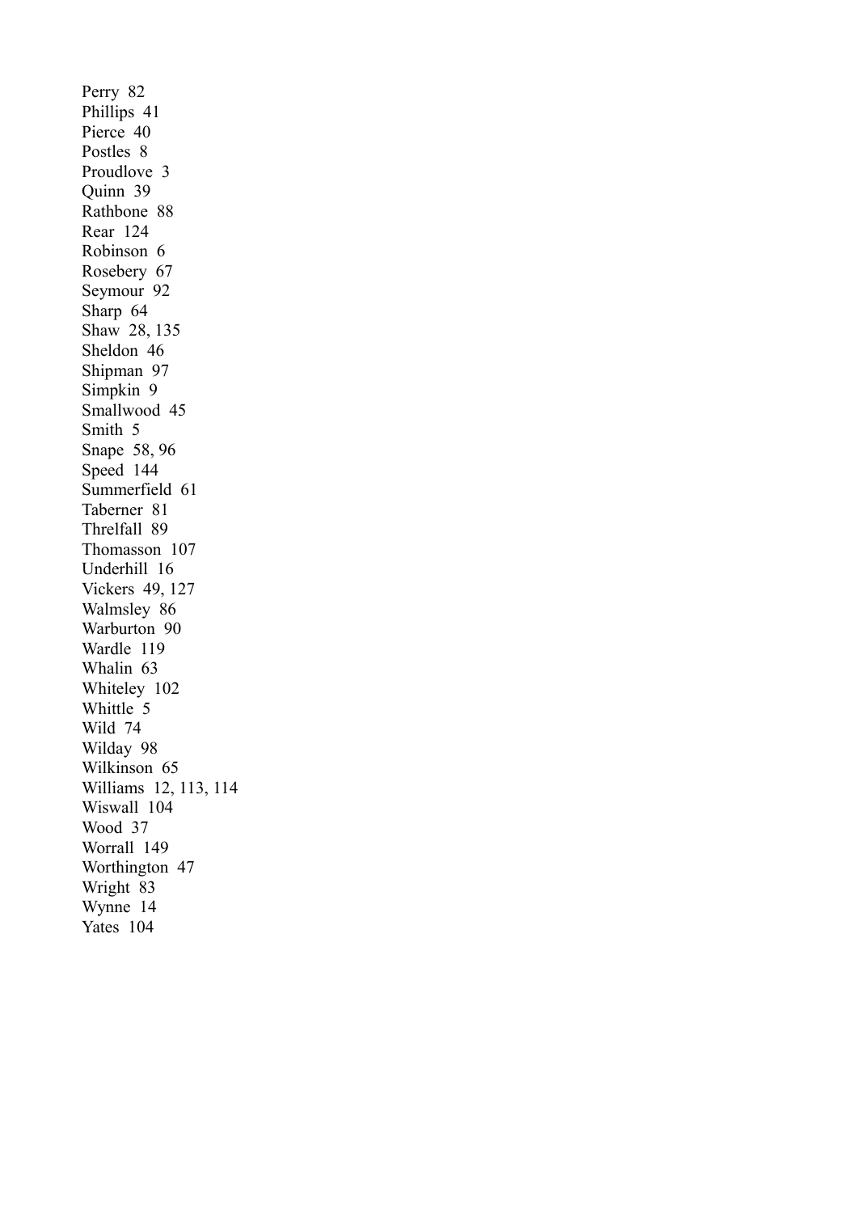Perry 82
Phillips 41
Pierce 40
Postles 8
Proudlove 3
Quinn 39
Rathbone 88
Rear 124
Robinson 6
Rosebery 67
Seymour 92
Sharp 64
Shaw 28, 135
Sheldon 46
Shipman 97
Simpkin 9
Smallwood 45
Smith 5
Snape 58, 96
Speed 144
Summerfield 61
Taberner 81
Threlfall 89
Thomasson 107
Underhill 16
Vickers 49, 127
Walmsley 86
Warburton 90
Wardle 119
Whalin 63
Whiteley 102
Whittle 5
Wild 74
Wilday 98
Wilkinson 65
Williams 12, 113, 114
Wiswall 104
Wood 37
Worrall 149
Worthington 47
Wright 83
Wynne 14
Yates 104